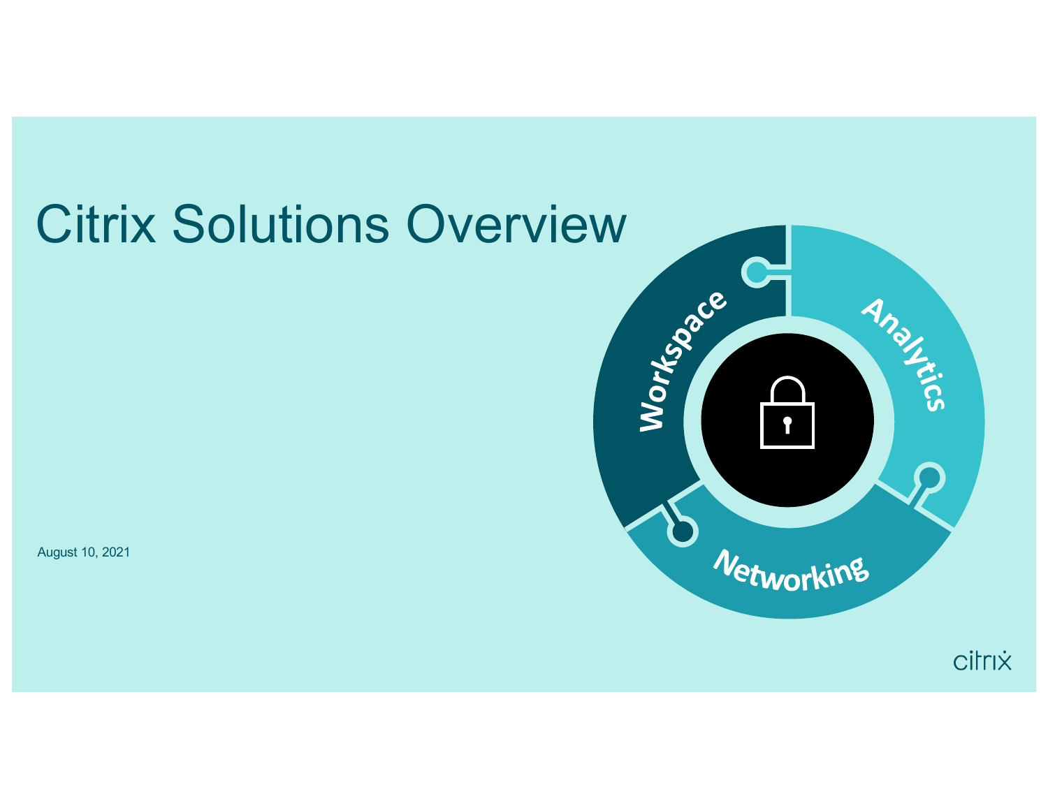# Citrix Solutions Overview

Workspace

Analytics

Networking

August 10, 2021

citrix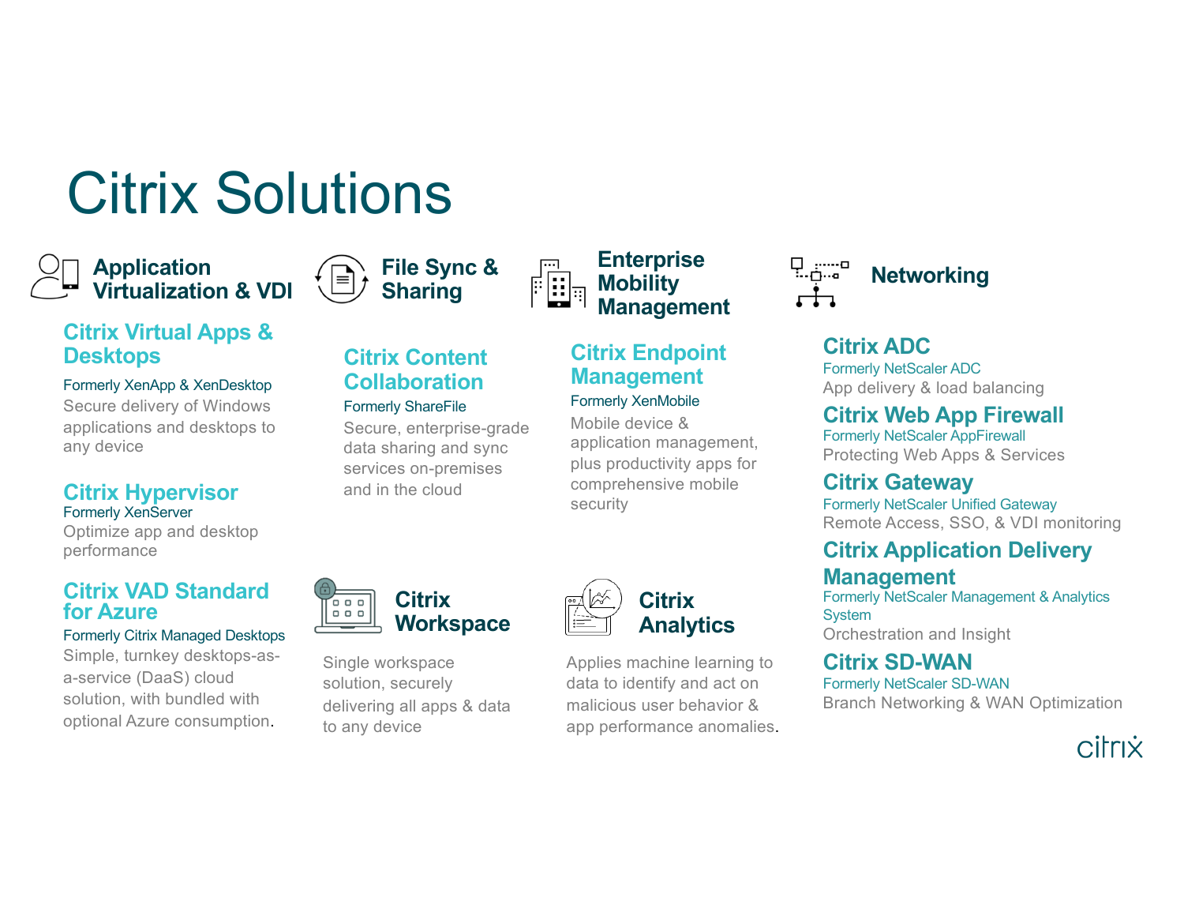# Citrix Solutions

## Application Virtualization & VDI

### Citrix Virtual Apps & Desktops

Formerly XenApp & XenDesktop

Secure delivery of Windows applications and desktops to any device

### Citrix Hypervisor

Formerly XenServer

Optimize app and desktop performance

### Citrix VAD Standard for Azure

Formerly Citrix Managed Desktops

Simple, turnkey desktops-as-a-service (DaaS) cloud solution, with bundled with optional Azure consumption.

## File Sync & Sharing

### Citrix Content Collaboration

Formerly ShareFile

Secure, enterprise-grade data sharing and sync services on-premises and in the cloud

## Citrix Workspace

Single workspace solution, securely delivering all apps & data to any device

## Enterprise Mobility Management

### Citrix Endpoint Management

Formerly XenMobile

Mobile device & application management, plus productivity apps for comprehensive mobile security

## Citrix Analytics

Applies machine learning to data to identify and act on malicious user behavior & app performance anomalies.

## Networking

### Citrix ADC

Formerly NetScaler ADC

App delivery & load balancing

### Citrix Web App Firewall

Formerly NetScaler AppFirewall

Protecting Web Apps & Services

### Citrix Gateway

Formerly NetScaler Unified Gateway

Remote Access, SSO, & VDI monitoring

### Citrix Application Delivery Management

Formerly NetScaler Management & Analytics System

Orchestration and Insight

### Citrix SD-WAN

Formerly NetScaler SD-WAN

Branch Networking & WAN Optimization

citrix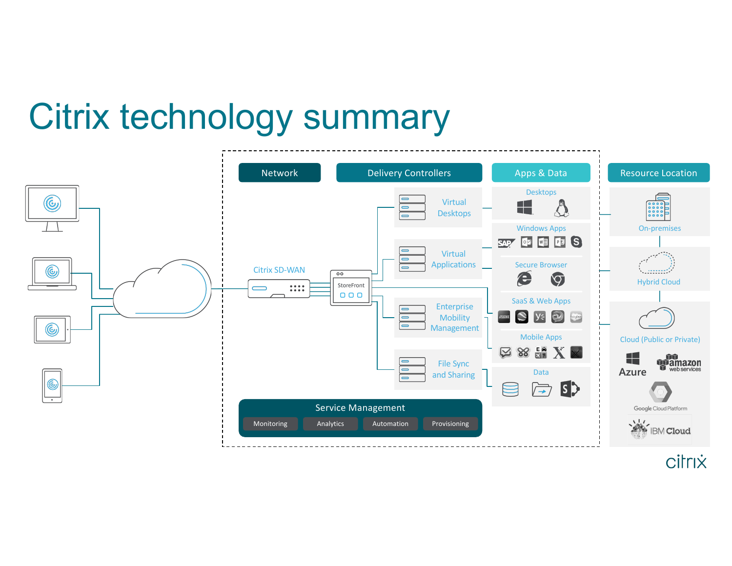# Citrix technology summary

## Network

Citrix SD-WAN

StoreFront

## Delivery Controllers

- Virtual Desktops
- Virtual Applications
- Enterprise Mobility Management
- File Sync and Sharing

## Apps & Data

- Desktops
- Windows Apps
- Secure Browser
- SaaS & Web Apps
- Mobile Apps
- Data

## Resource Location

- On-premises
- Hybrid Cloud
- Cloud (Public or Private)
  - Azure
  - amazon web services
  - Google Cloud Platform
  - IBM Cloud

## Service Management

- Monitoring
- Analytics
- Automation
- Provisioning

citrix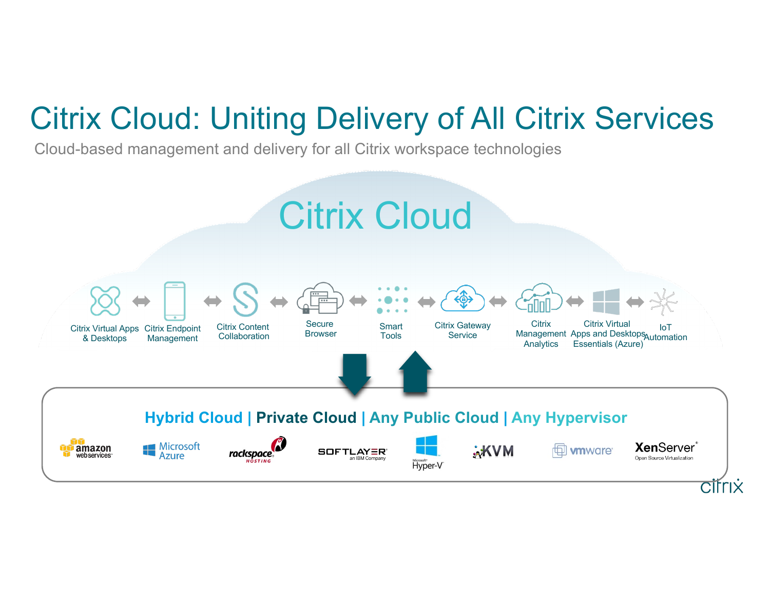# Citrix Cloud: Uniting Delivery of All Citrix Services

Cloud-based management and delivery for all Citrix workspace technologies

Citrix Cloud

Citrix Virtual Apps & Desktops

Citrix Endpoint Management

Citrix Content Collaboration

Secure Browser

Smart Tools

Citrix Gateway Service

Citrix Management Analytics

Citrix Virtual Apps and Desktops Essentials (Azure)

IoT Automation

**Hybrid Cloud | Private Cloud | Any Public Cloud | Any Hypervisor**

amazon webservices

Microsoft Azure

rackspace HOSTING

SOFTLAYER an IBM Company

Microsoft Hyper-V

KVM

vmware

XenServer Open Source Virtualization